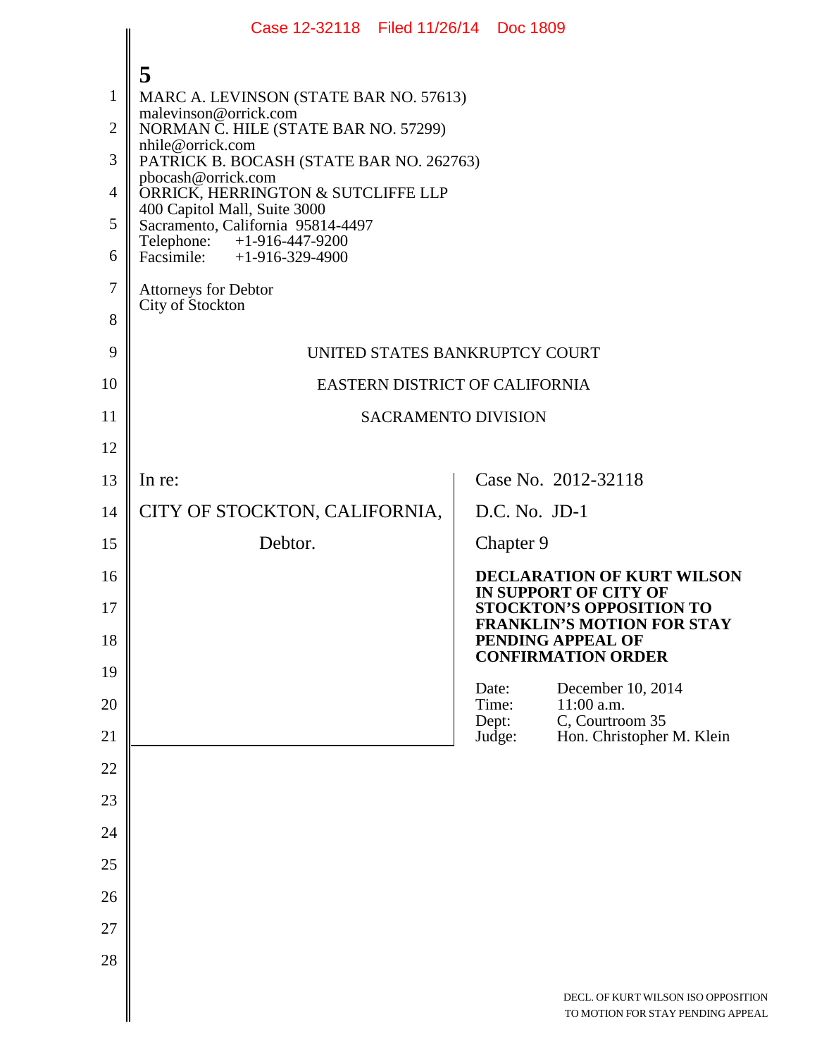5

MARC A. LEVINSON (STATE BAR NO. 57613)
malevinson@orrick.com
NORMAN C. HILE (STATE BAR NO. 57299)
nhile@orrick.com
PATRICK B. BOCASH (STATE BAR NO. 262763)
pbocash@orrick.com
ORRICK, HERRINGTON & SUTCLIFFE LLP
400 Capitol Mall, Suite 3000
Sacramento, California 95814-4497
Telephone: +1-916-447-9200
Facsimile: +1-916-329-4900

Attorneys for Debtor
City of Stockton

UNITED STATES BANKRUPTCY COURT

EASTERN DISTRICT OF CALIFORNIA

SACRAMENTO DIVISION

In re:

CITY OF STOCKTON, CALIFORNIA,

Debtor.

Case No. 2012-32118

D.C. No. JD-1

Chapter 9

**DECLARATION OF KURT WILSON IN SUPPORT OF CITY OF STOCKTON'S OPPOSITION TO FRANKLIN'S MOTION FOR STAY PENDING APPEAL OF CONFIRMATION ORDER**

Date: December 10, 2014
Time: 11:00 a.m.
Dept: C, Courtroom 35
Judge: Hon. Christopher M. Klein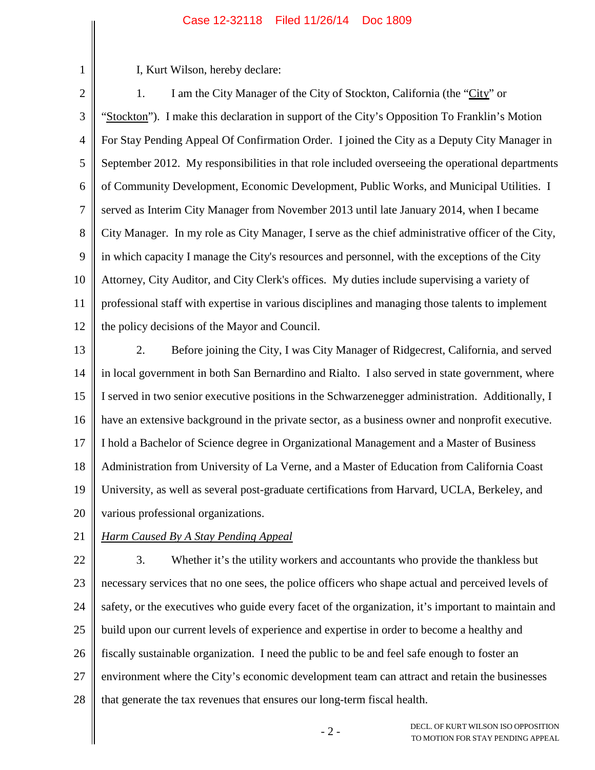I, Kurt Wilson, hereby declare:

1. I am the City Manager of the City of Stockton, California (the "City" or "Stockton"). I make this declaration in support of the City's Opposition To Franklin's Motion For Stay Pending Appeal Of Confirmation Order. I joined the City as a Deputy City Manager in September 2012. My responsibilities in that role included overseeing the operational departments of Community Development, Economic Development, Public Works, and Municipal Utilities. I served as Interim City Manager from November 2013 until late January 2014, when I became City Manager. In my role as City Manager, I serve as the chief administrative officer of the City, in which capacity I manage the City's resources and personnel, with the exceptions of the City Attorney, City Auditor, and City Clerk's offices. My duties include supervising a variety of professional staff with expertise in various disciplines and managing those talents to implement the policy decisions of the Mayor and Council.

2. Before joining the City, I was City Manager of Ridgecrest, California, and served in local government in both San Bernardino and Rialto. I also served in state government, where I served in two senior executive positions in the Schwarzenegger administration. Additionally, I have an extensive background in the private sector, as a business owner and nonprofit executive. I hold a Bachelor of Science degree in Organizational Management and a Master of Business Administration from University of La Verne, and a Master of Education from California Coast University, as well as several post-graduate certifications from Harvard, UCLA, Berkeley, and various professional organizations.

*Harm Caused By A Stay Pending Appeal*

3. Whether it's the utility workers and accountants who provide the thankless but necessary services that no one sees, the police officers who shape actual and perceived levels of safety, or the executives who guide every facet of the organization, it's important to maintain and build upon our current levels of experience and expertise in order to become a healthy and fiscally sustainable organization. I need the public to be and feel safe enough to foster an environment where the City's economic development team can attract and retain the businesses that generate the tax revenues that ensures our long-term fiscal health.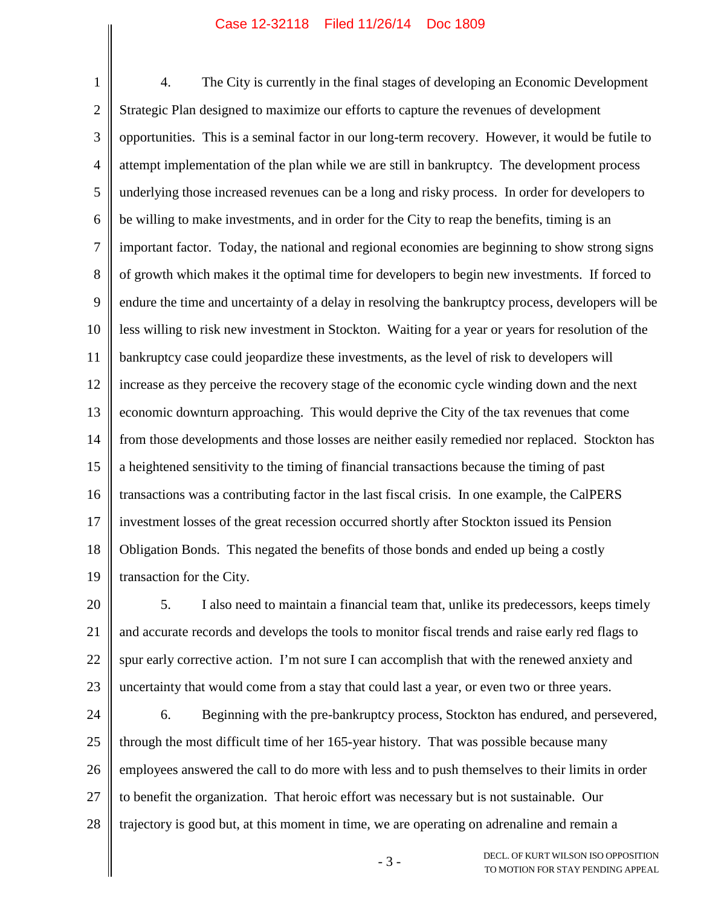4. The City is currently in the final stages of developing an Economic Development Strategic Plan designed to maximize our efforts to capture the revenues of development opportunities. This is a seminal factor in our long-term recovery. However, it would be futile to attempt implementation of the plan while we are still in bankruptcy. The development process underlying those increased revenues can be a long and risky process. In order for developers to be willing to make investments, and in order for the City to reap the benefits, timing is an important factor. Today, the national and regional economies are beginning to show strong signs of growth which makes it the optimal time for developers to begin new investments. If forced to endure the time and uncertainty of a delay in resolving the bankruptcy process, developers will be less willing to risk new investment in Stockton. Waiting for a year or years for resolution of the bankruptcy case could jeopardize these investments, as the level of risk to developers will increase as they perceive the recovery stage of the economic cycle winding down and the next economic downturn approaching. This would deprive the City of the tax revenues that come from those developments and those losses are neither easily remedied nor replaced. Stockton has a heightened sensitivity to the timing of financial transactions because the timing of past transactions was a contributing factor in the last fiscal crisis. In one example, the CalPERS investment losses of the great recession occurred shortly after Stockton issued its Pension Obligation Bonds. This negated the benefits of those bonds and ended up being a costly transaction for the City.

5. I also need to maintain a financial team that, unlike its predecessors, keeps timely and accurate records and develops the tools to monitor fiscal trends and raise early red flags to spur early corrective action. I'm not sure I can accomplish that with the renewed anxiety and uncertainty that would come from a stay that could last a year, or even two or three years.

6. Beginning with the pre-bankruptcy process, Stockton has endured, and persevered, through the most difficult time of her 165-year history. That was possible because many employees answered the call to do more with less and to push themselves to their limits in order to benefit the organization. That heroic effort was necessary but is not sustainable. Our trajectory is good but, at this moment in time, we are operating on adrenaline and remain a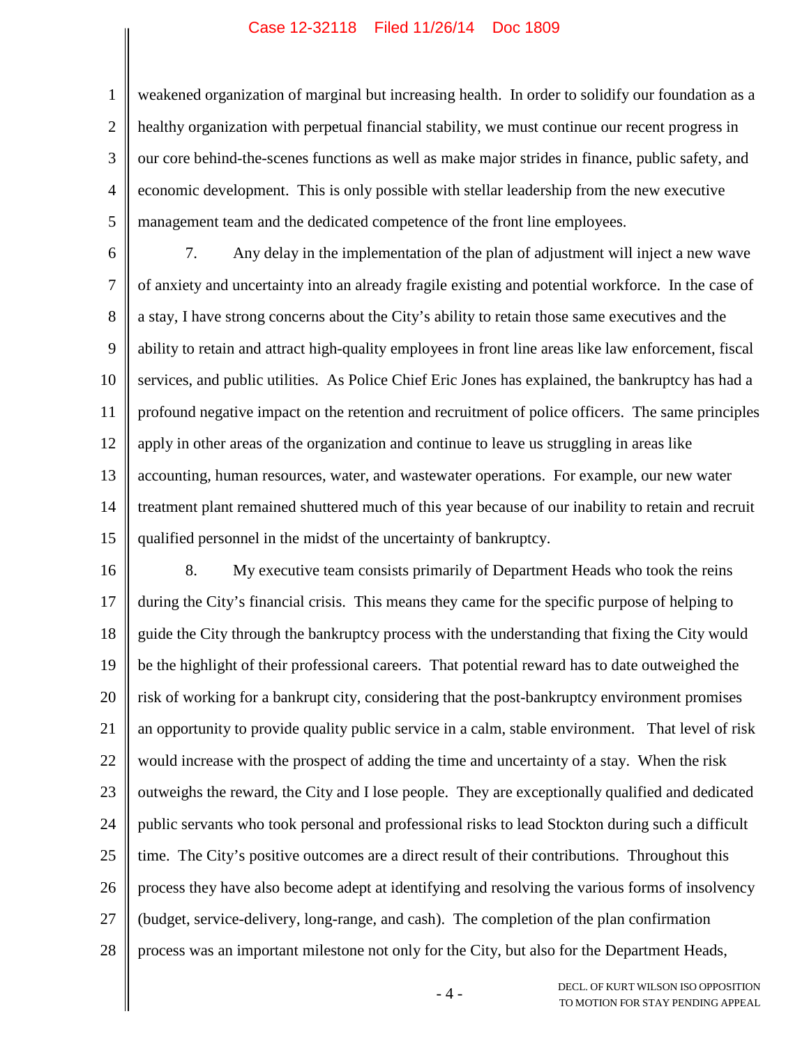weakened organization of marginal but increasing health. In order to solidify our foundation as a healthy organization with perpetual financial stability, we must continue our recent progress in our core behind-the-scenes functions as well as make major strides in finance, public safety, and economic development. This is only possible with stellar leadership from the new executive management team and the dedicated competence of the front line employees.

7. Any delay in the implementation of the plan of adjustment will inject a new wave of anxiety and uncertainty into an already fragile existing and potential workforce. In the case of a stay, I have strong concerns about the City's ability to retain those same executives and the ability to retain and attract high-quality employees in front line areas like law enforcement, fiscal services, and public utilities. As Police Chief Eric Jones has explained, the bankruptcy has had a profound negative impact on the retention and recruitment of police officers. The same principles apply in other areas of the organization and continue to leave us struggling in areas like accounting, human resources, water, and wastewater operations. For example, our new water treatment plant remained shuttered much of this year because of our inability to retain and recruit qualified personnel in the midst of the uncertainty of bankruptcy.

8. My executive team consists primarily of Department Heads who took the reins during the City's financial crisis. This means they came for the specific purpose of helping to guide the City through the bankruptcy process with the understanding that fixing the City would be the highlight of their professional careers. That potential reward has to date outweighed the risk of working for a bankrupt city, considering that the post-bankruptcy environment promises an opportunity to provide quality public service in a calm, stable environment. That level of risk would increase with the prospect of adding the time and uncertainty of a stay. When the risk outweighs the reward, the City and I lose people. They are exceptionally qualified and dedicated public servants who took personal and professional risks to lead Stockton during such a difficult time. The City's positive outcomes are a direct result of their contributions. Throughout this process they have also become adept at identifying and resolving the various forms of insolvency (budget, service-delivery, long-range, and cash). The completion of the plan confirmation process was an important milestone not only for the City, but also for the Department Heads,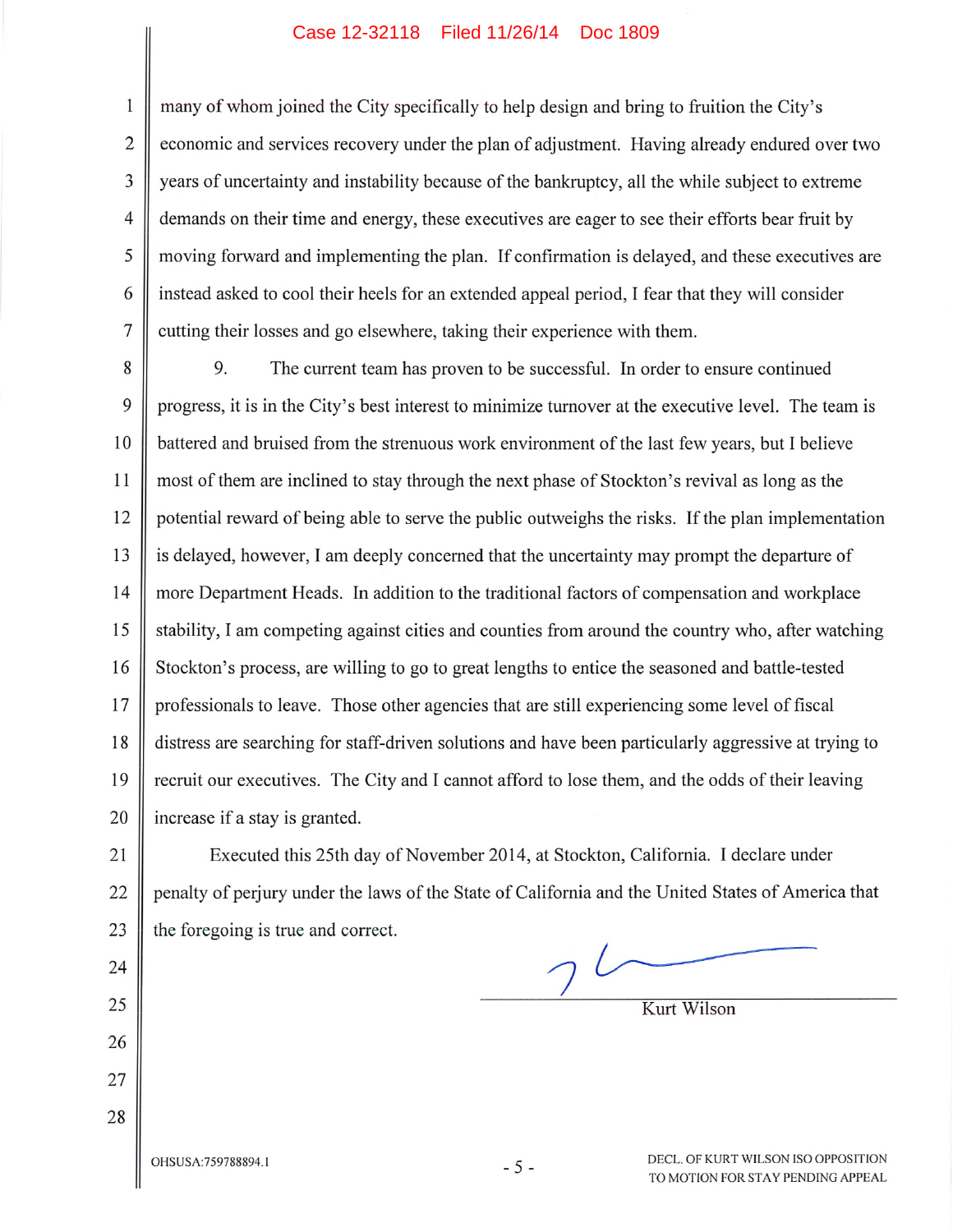many of whom joined the City specifically to help design and bring to fruition the City's economic and services recovery under the plan of adjustment. Having already endured over two years of uncertainty and instability because of the bankruptcy, all the while subject to extreme demands on their time and energy, these executives are eager to see their efforts bear fruit by moving forward and implementing the plan. If confirmation is delayed, and these executives are instead asked to cool their heels for an extended appeal period, I fear that they will consider cutting their losses and go elsewhere, taking their experience with them.

9. The current team has proven to be successful. In order to ensure continued progress, it is in the City's best interest to minimize turnover at the executive level. The team is battered and bruised from the strenuous work environment of the last few years, but I believe most of them are inclined to stay through the next phase of Stockton's revival as long as the potential reward of being able to serve the public outweighs the risks. If the plan implementation is delayed, however, I am deeply concerned that the uncertainty may prompt the departure of more Department Heads. In addition to the traditional factors of compensation and workplace stability, I am competing against cities and counties from around the country who, after watching Stockton's process, are willing to go to great lengths to entice the seasoned and battle-tested professionals to leave. Those other agencies that are still experiencing some level of fiscal distress are searching for staff-driven solutions and have been particularly aggressive at trying to recruit our executives. The City and I cannot afford to lose them, and the odds of their leaving increase if a stay is granted.

Executed this 25th day of November 2014, at Stockton, California. I declare under penalty of perjury under the laws of the State of California and the United States of America that the foregoing is true and correct.

Kurt Wilson

OHSUSA:759788894.1

DECL. OF KURT WILSON ISO OPPOSITION TO MOTION FOR STAY PENDING APPEAL